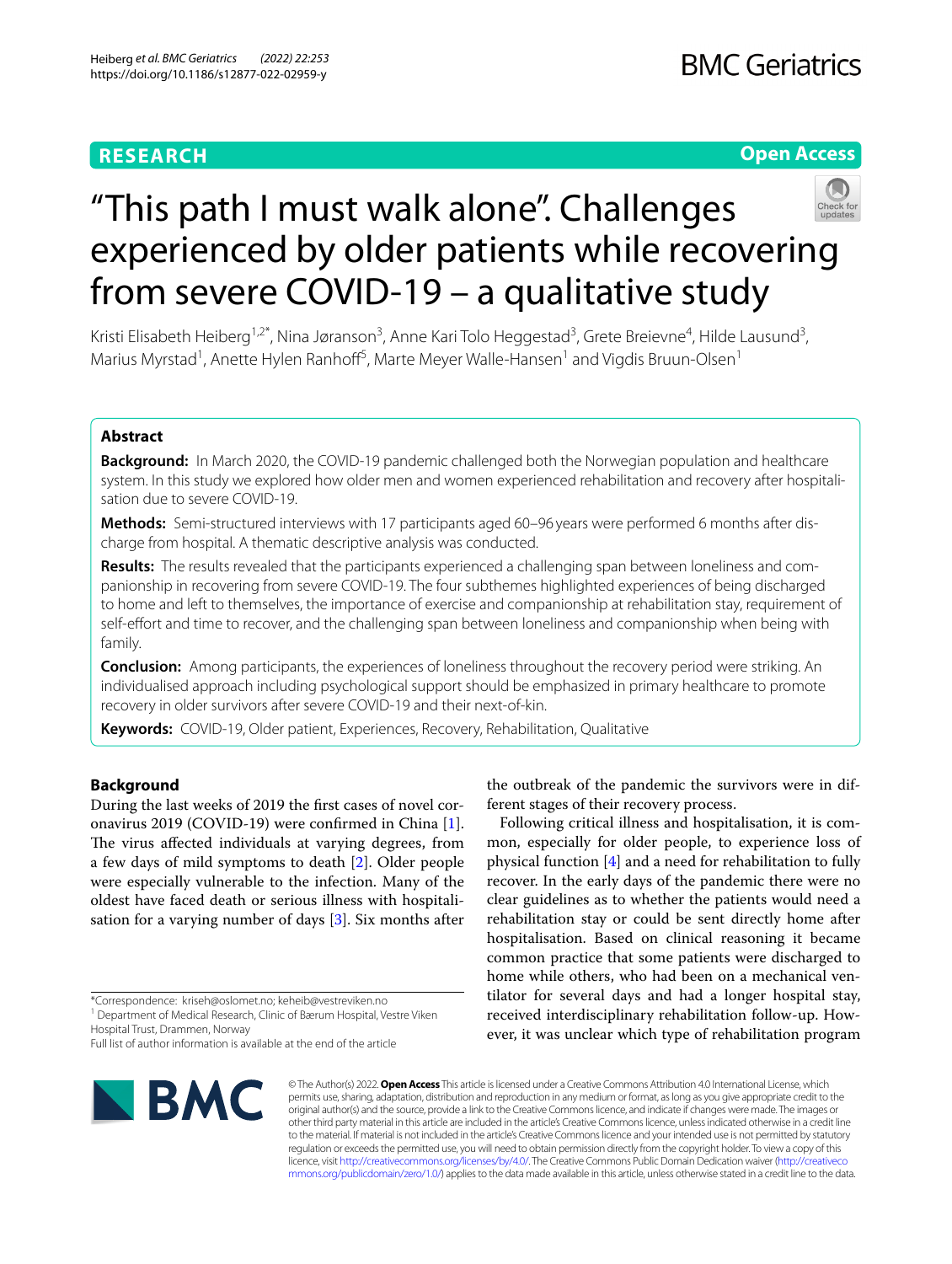RESEARCH

Open Access

# "This path I must walk alone". Challenges experienced by older patients while recovering from severe COVID-19 – a qualitative study

Kristi Elisabeth Heiberg[1,2*], Nina Jøranson[3], Anne Kari Tolo Heggestad[3], Grete Breievne[4], Hilde Lausund[3], Marius Myrstad[1], Anette Hylen Ranhoff[5], Marte Meyer Walle-Hansen[1] and Vigdis Bruun-Olsen[1]

## Abstract

**Background:** In March 2020, the COVID-19 pandemic challenged both the Norwegian population and healthcare system. In this study we explored how older men and women experienced rehabilitation and recovery after hospitalisation due to severe COVID-19.

**Methods:** Semi-structured interviews with 17 participants aged 60–96 years were performed 6 months after discharge from hospital. A thematic descriptive analysis was conducted.

**Results:** The results revealed that the participants experienced a challenging span between loneliness and companionship in recovering from severe COVID-19. The four subthemes highlighted experiences of being discharged to home and left to themselves, the importance of exercise and companionship at rehabilitation stay, requirement of self-effort and time to recover, and the challenging span between loneliness and companionship when being with family.

**Conclusion:** Among participants, the experiences of loneliness throughout the recovery period were striking. An individualised approach including psychological support should be emphasized in primary healthcare to promote recovery in older survivors after severe COVID-19 and their next-of-kin.

**Keywords:** COVID-19, Older patient, Experiences, Recovery, Rehabilitation, Qualitative

## Background

During the last weeks of 2019 the first cases of novel coronavirus 2019 (COVID-19) were confirmed in China [1]. The virus affected individuals at varying degrees, from a few days of mild symptoms to death [2]. Older people were especially vulnerable to the infection. Many of the oldest have faced death or serious illness with hospitalisation for a varying number of days [3]. Six months after the outbreak of the pandemic the survivors were in different stages of their recovery process.

Following critical illness and hospitalisation, it is common, especially for older people, to experience loss of physical function [4] and a need for rehabilitation to fully recover. In the early days of the pandemic there were no clear guidelines as to whether the patients would need a rehabilitation stay or could be sent directly home after hospitalisation. Based on clinical reasoning it became common practice that some patients were discharged to home while others, who had been on a mechanical ventilator for several days and had a longer hospital stay, received interdisciplinary rehabilitation follow-up. However, it was unclear which type of rehabilitation program

*Correspondence: kriseh@oslomet.no; keheib@vestreviken.no

[1] Department of Medical Research, Clinic of Bærum Hospital, Vestre Viken Hospital Trust, Drammen, Norway

Full list of author information is available at the end of the article

© The Author(s) 2022. **Open Access** This article is licensed under a Creative Commons Attribution 4.0 International License, which permits use, sharing, adaptation, distribution and reproduction in any medium or format, as long as you give appropriate credit to the original author(s) and the source, provide a link to the Creative Commons licence, and indicate if changes were made. The images or other third party material in this article are included in the article's Creative Commons licence, unless indicated otherwise in a credit line to the material. If material is not included in the article's Creative Commons licence and your intended use is not permitted by statutory regulation or exceeds the permitted use, you will need to obtain permission directly from the copyright holder. To view a copy of this licence, visit http://creativecommons.org/licenses/by/4.0/. The Creative Commons Public Domain Dedication waiver (http://creativecommons.org/publicdomain/zero/1.0/) applies to the data made available in this article, unless otherwise stated in a credit line to the data.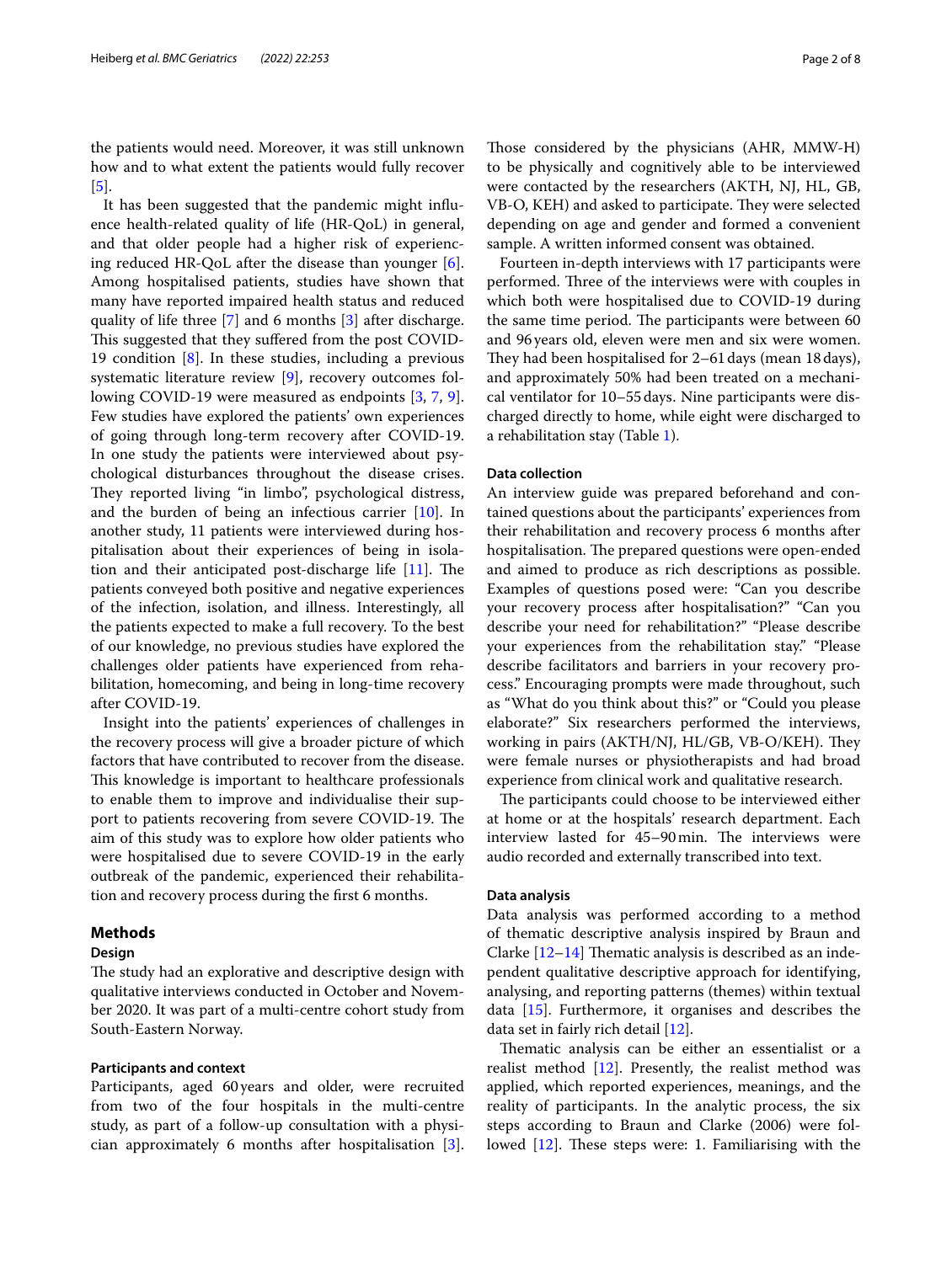the patients would need. Moreover, it was still unknown how and to what extent the patients would fully recover [5].

It has been suggested that the pandemic might influence health-related quality of life (HR-QoL) in general, and that older people had a higher risk of experiencing reduced HR-QoL after the disease than younger [6]. Among hospitalised patients, studies have shown that many have reported impaired health status and reduced quality of life three [7] and 6 months [3] after discharge. This suggested that they suffered from the post COVID-19 condition [8]. In these studies, including a previous systematic literature review [9], recovery outcomes following COVID-19 were measured as endpoints [3, 7, 9]. Few studies have explored the patients' own experiences of going through long-term recovery after COVID-19. In one study the patients were interviewed about psychological disturbances throughout the disease crises. They reported living "in limbo", psychological distress, and the burden of being an infectious carrier [10]. In another study, 11 patients were interviewed during hospitalisation about their experiences of being in isolation and their anticipated post-discharge life [11]. The patients conveyed both positive and negative experiences of the infection, isolation, and illness. Interestingly, all the patients expected to make a full recovery. To the best of our knowledge, no previous studies have explored the challenges older patients have experienced from rehabilitation, homecoming, and being in long-time recovery after COVID-19.

Insight into the patients' experiences of challenges in the recovery process will give a broader picture of which factors that have contributed to recover from the disease. This knowledge is important to healthcare professionals to enable them to improve and individualise their support to patients recovering from severe COVID-19. The aim of this study was to explore how older patients who were hospitalised due to severe COVID-19 in the early outbreak of the pandemic, experienced their rehabilitation and recovery process during the first 6 months.

## Methods

### Design

The study had an explorative and descriptive design with qualitative interviews conducted in October and November 2020. It was part of a multi-centre cohort study from South-Eastern Norway.

### Participants and context

Participants, aged 60 years and older, were recruited from two of the four hospitals in the multi-centre study, as part of a follow-up consultation with a physician approximately 6 months after hospitalisation [3]. Those considered by the physicians (AHR, MMW-H) to be physically and cognitively able to be interviewed were contacted by the researchers (AKTH, NJ, HL, GB, VB-O, KEH) and asked to participate. They were selected depending on age and gender and formed a convenient sample. A written informed consent was obtained.

Fourteen in-depth interviews with 17 participants were performed. Three of the interviews were with couples in which both were hospitalised due to COVID-19 during the same time period. The participants were between 60 and 96 years old, eleven were men and six were women. They had been hospitalised for 2–61 days (mean 18 days), and approximately 50% had been treated on a mechanical ventilator for 10–55 days. Nine participants were discharged directly to home, while eight were discharged to a rehabilitation stay (Table 1).

### Data collection

An interview guide was prepared beforehand and contained questions about the participants' experiences from their rehabilitation and recovery process 6 months after hospitalisation. The prepared questions were open-ended and aimed to produce as rich descriptions as possible. Examples of questions posed were: "Can you describe your recovery process after hospitalisation?" "Can you describe your need for rehabilitation?" "Please describe your experiences from the rehabilitation stay." "Please describe facilitators and barriers in your recovery process." Encouraging prompts were made throughout, such as "What do you think about this?" or "Could you please elaborate?" Six researchers performed the interviews, working in pairs (AKTH/NJ, HL/GB, VB-O/KEH). They were female nurses or physiotherapists and had broad experience from clinical work and qualitative research.

The participants could choose to be interviewed either at home or at the hospitals' research department. Each interview lasted for 45–90 min. The interviews were audio recorded and externally transcribed into text.

### Data analysis

Data analysis was performed according to a method of thematic descriptive analysis inspired by Braun and Clarke [12–14] Thematic analysis is described as an independent qualitative descriptive approach for identifying, analysing, and reporting patterns (themes) within textual data [15]. Furthermore, it organises and describes the data set in fairly rich detail [12].

Thematic analysis can be either an essentialist or a realist method [12]. Presently, the realist method was applied, which reported experiences, meanings, and the reality of participants. In the analytic process, the six steps according to Braun and Clarke (2006) were followed [12]. These steps were: 1. Familiarising with the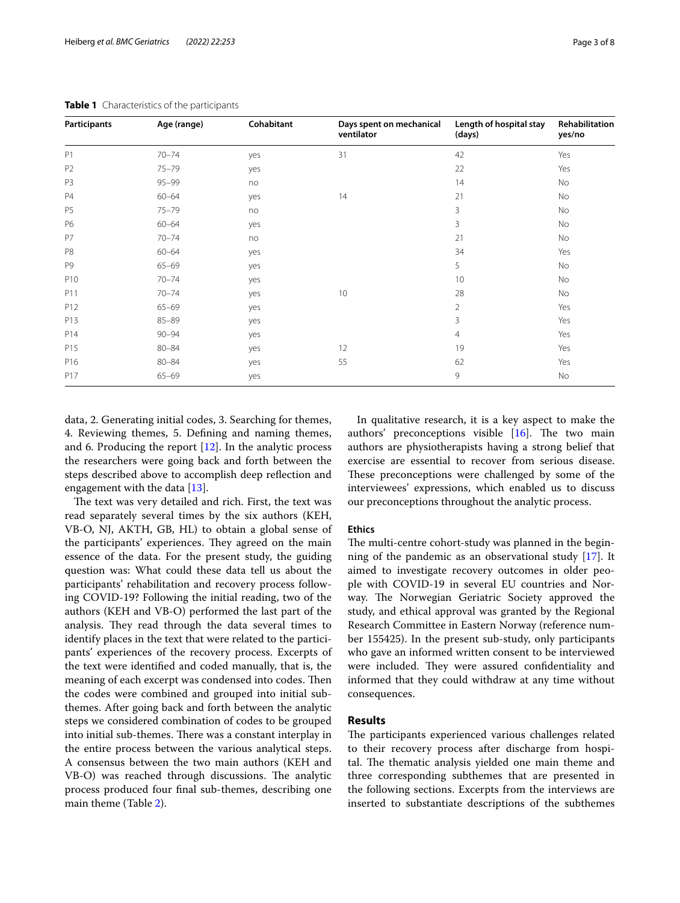**Table 1** Characteristics of the participants

| Participants | Age (range) | Cohabitant | Days spent on mechanical ventilator | Length of hospital stay (days) | Rehabilitation yes/no |
|---|---|---|---|---|---|
| P1 | 70–74 | yes | 31 | 42 | Yes |
| P2 | 75–79 | yes | | 22 | Yes |
| P3 | 95–99 | no | | 14 | No |
| P4 | 60–64 | yes | 14 | 21 | No |
| P5 | 75–79 | no | | 3 | No |
| P6 | 60–64 | yes | | 3 | No |
| P7 | 70–74 | no | | 21 | No |
| P8 | 60–64 | yes | | 34 | Yes |
| P9 | 65–69 | yes | | 5 | No |
| P10 | 70–74 | yes | | 10 | No |
| P11 | 70–74 | yes | 10 | 28 | No |
| P12 | 65–69 | yes | | 2 | Yes |
| P13 | 85–89 | yes | | 3 | Yes |
| P14 | 90–94 | yes | | 4 | Yes |
| P15 | 80–84 | yes | 12 | 19 | Yes |
| P16 | 80–84 | yes | 55 | 62 | Yes |
| P17 | 65–69 | yes | | 9 | No |

data, 2. Generating initial codes, 3. Searching for themes, 4. Reviewing themes, 5. Defining and naming themes, and 6. Producing the report [12]. In the analytic process the researchers were going back and forth between the steps described above to accomplish deep reflection and engagement with the data [13].

The text was very detailed and rich. First, the text was read separately several times by the six authors (KEH, VB-O, NJ, AKTH, GB, HL) to obtain a global sense of the participants' experiences. They agreed on the main essence of the data. For the present study, the guiding question was: What could these data tell us about the participants' rehabilitation and recovery process following COVID-19? Following the initial reading, two of the authors (KEH and VB-O) performed the last part of the analysis. They read through the data several times to identify places in the text that were related to the participants' experiences of the recovery process. Excerpts of the text were identified and coded manually, that is, the meaning of each excerpt was condensed into codes. Then the codes were combined and grouped into initial sub-themes. After going back and forth between the analytic steps we considered combination of codes to be grouped into initial sub-themes. There was a constant interplay in the entire process between the various analytical steps. A consensus between the two main authors (KEH and VB-O) was reached through discussions. The analytic process produced four final sub-themes, describing one main theme (Table 2).

In qualitative research, it is a key aspect to make the authors' preconceptions visible [16]. The two main authors are physiotherapists having a strong belief that exercise are essential to recover from serious disease. These preconceptions were challenged by some of the interviewees' expressions, which enabled us to discuss our preconceptions throughout the analytic process.

### Ethics

The multi-centre cohort-study was planned in the beginning of the pandemic as an observational study [17]. It aimed to investigate recovery outcomes in older people with COVID-19 in several EU countries and Norway. The Norwegian Geriatric Society approved the study, and ethical approval was granted by the Regional Research Committee in Eastern Norway (reference number 155425). In the present sub-study, only participants who gave an informed written consent to be interviewed were included. They were assured confidentiality and informed that they could withdraw at any time without consequences.

## Results

The participants experienced various challenges related to their recovery process after discharge from hospital. The thematic analysis yielded one main theme and three corresponding subthemes that are presented in the following sections. Excerpts from the interviews are inserted to substantiate descriptions of the subthemes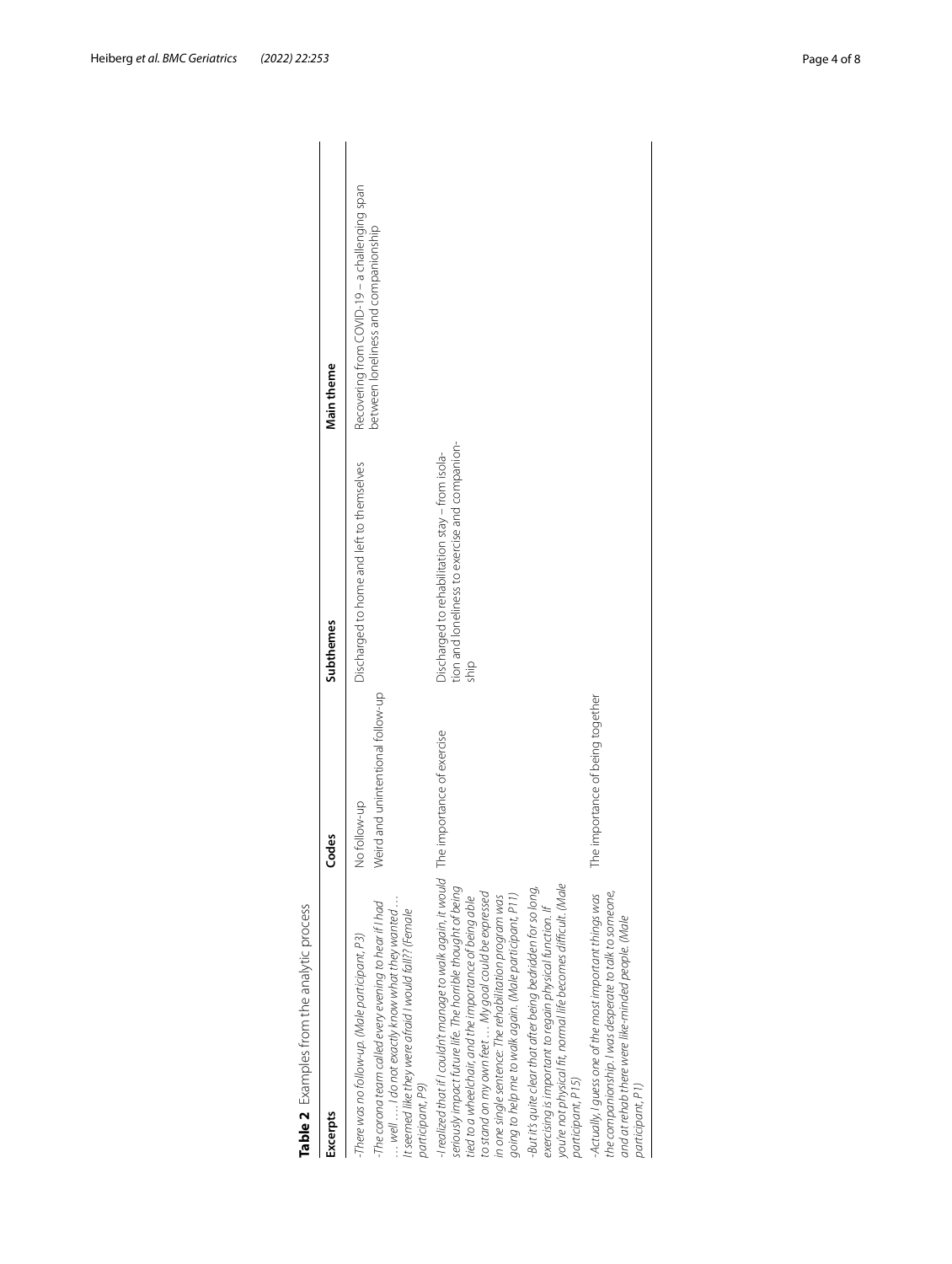**Table 2** Examples from the analytic process

| Excerpts | Codes | Subthemes | Main theme |
|---|---|---|---|
| *-There was no follow-up. (Male participant, P3)* | No follow-up | Discharged to home and left to themselves | Recovering from COVID-19 – a challenging span between loneliness and companionship |
| *-The corona team called every evening to hear if I had … well …. I do not exactly know what they wanted … It seemed like they were afraid I would fall!? (Female participant, P9)* | Weird and unintentional follow-up | | |
| *-I realized that if I couldn't manage to walk again, it would seriously impact future life. The horrible thought of being tied to a wheelchair, and the importance of being able to stand on my own feet … My goal could be expressed in one single sentence: The rehabilitation program was going to help me to walk again. (Male participant, P11)*<br>*-But it's quite clear that after being bedridden for so long, exercising is important to regain physical function. If you're not physical fit, normal life becomes difficult. (Male participant, P15)* | The importance of exercise | Discharged to rehabilitation stay – from isolation and loneliness to exercise and companionship | |
| *-Actually, I guess one of the most important things was the companionship. I was desperate to talk to someone, and at rehab there were like-minded people. (Male participant, P1)* | The importance of being together | | |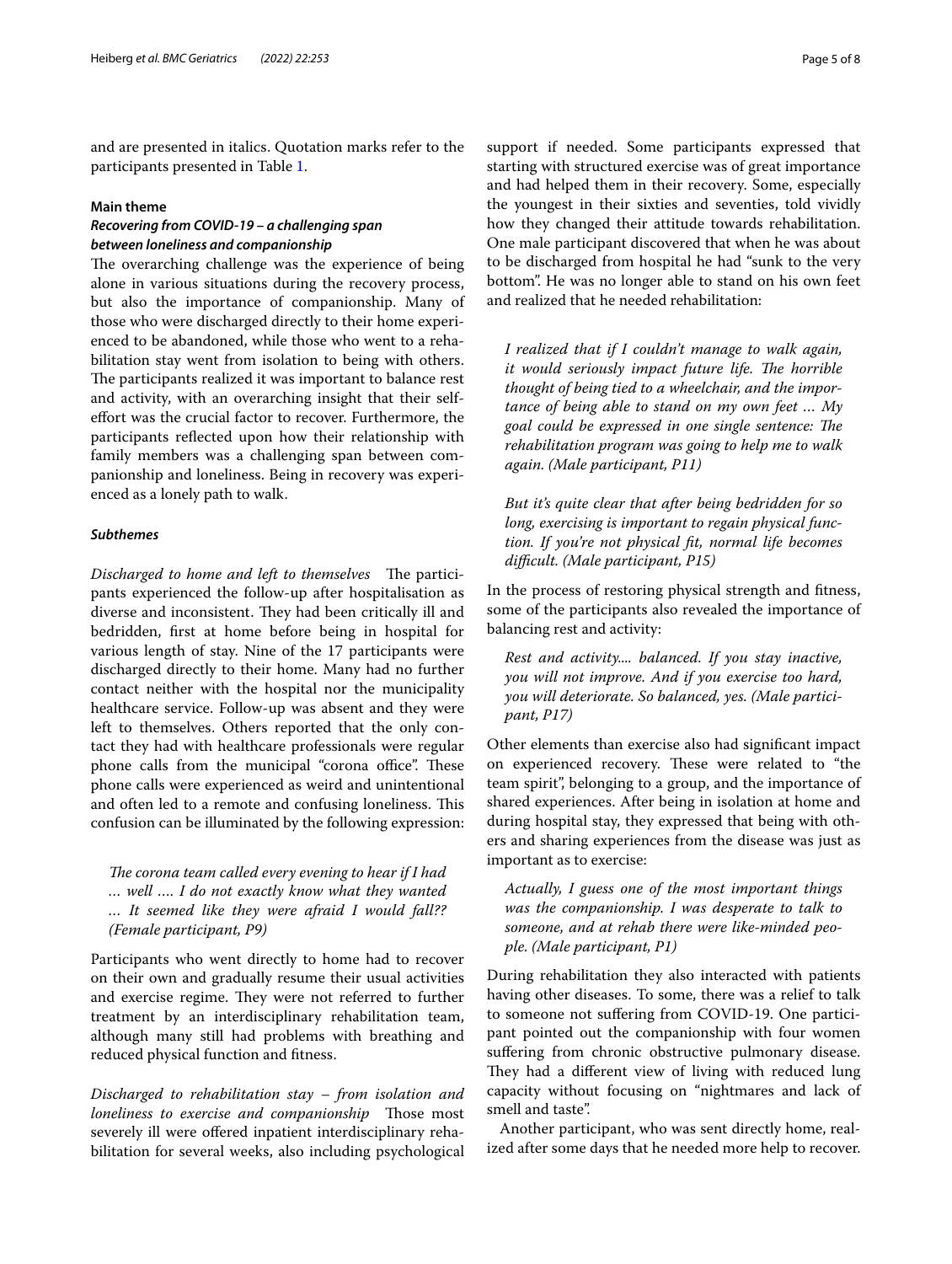and are presented in italics. Quotation marks refer to the participants presented in Table 1.

#### Main theme

##### *Recovering from COVID-19 – a challenging span between loneliness and companionship*

The overarching challenge was the experience of being alone in various situations during the recovery process, but also the importance of companionship. Many of those who were discharged directly to their home experienced to be abandoned, while those who went to a rehabilitation stay went from isolation to being with others. The participants realized it was important to balance rest and activity, with an overarching insight that their self-effort was the crucial factor to recover. Furthermore, the participants reflected upon how their relationship with family members was a challenging span between companionship and loneliness. Being in recovery was experienced as a lonely path to walk.

##### *Subthemes*

*Discharged to home and left to themselves* The participants experienced the follow-up after hospitalisation as diverse and inconsistent. They had been critically ill and bedridden, first at home before being in hospital for various length of stay. Nine of the 17 participants were discharged directly to their home. Many had no further contact neither with the hospital nor the municipality healthcare service. Follow-up was absent and they were left to themselves. Others reported that the only contact they had with healthcare professionals were regular phone calls from the municipal "corona office". These phone calls were experienced as weird and unintentional and often led to a remote and confusing loneliness. This confusion can be illuminated by the following expression:

> *The corona team called every evening to hear if I had … well …. I do not exactly know what they wanted … It seemed like they were afraid I would fall?? (Female participant, P9)*

Participants who went directly to home had to recover on their own and gradually resume their usual activities and exercise regime. They were not referred to further treatment by an interdisciplinary rehabilitation team, although many still had problems with breathing and reduced physical function and fitness.

*Discharged to rehabilitation stay – from isolation and loneliness to exercise and companionship* Those most severely ill were offered inpatient interdisciplinary rehabilitation for several weeks, also including psychological support if needed. Some participants expressed that starting with structured exercise was of great importance and had helped them in their recovery. Some, especially the youngest in their sixties and seventies, told vividly how they changed their attitude towards rehabilitation. One male participant discovered that when he was about to be discharged from hospital he had "sunk to the very bottom". He was no longer able to stand on his own feet and realized that he needed rehabilitation:

> *I realized that if I couldn't manage to walk again, it would seriously impact future life. The horrible thought of being tied to a wheelchair, and the importance of being able to stand on my own feet … My goal could be expressed in one single sentence: The rehabilitation program was going to help me to walk again. (Male participant, P11)*

> *But it's quite clear that after being bedridden for so long, exercising is important to regain physical function. If you're not physical fit, normal life becomes difficult. (Male participant, P15)*

In the process of restoring physical strength and fitness, some of the participants also revealed the importance of balancing rest and activity:

> *Rest and activity.... balanced. If you stay inactive, you will not improve. And if you exercise too hard, you will deteriorate. So balanced, yes. (Male participant, P17)*

Other elements than exercise also had significant impact on experienced recovery. These were related to "the team spirit", belonging to a group, and the importance of shared experiences. After being in isolation at home and during hospital stay, they expressed that being with others and sharing experiences from the disease was just as important as to exercise:

> *Actually, I guess one of the most important things was the companionship. I was desperate to talk to someone, and at rehab there were like-minded people. (Male participant, P1)*

During rehabilitation they also interacted with patients having other diseases. To some, there was a relief to talk to someone not suffering from COVID-19. One participant pointed out the companionship with four women suffering from chronic obstructive pulmonary disease. They had a different view of living with reduced lung capacity without focusing on "nightmares and lack of smell and taste".

Another participant, who was sent directly home, realized after some days that he needed more help to recover.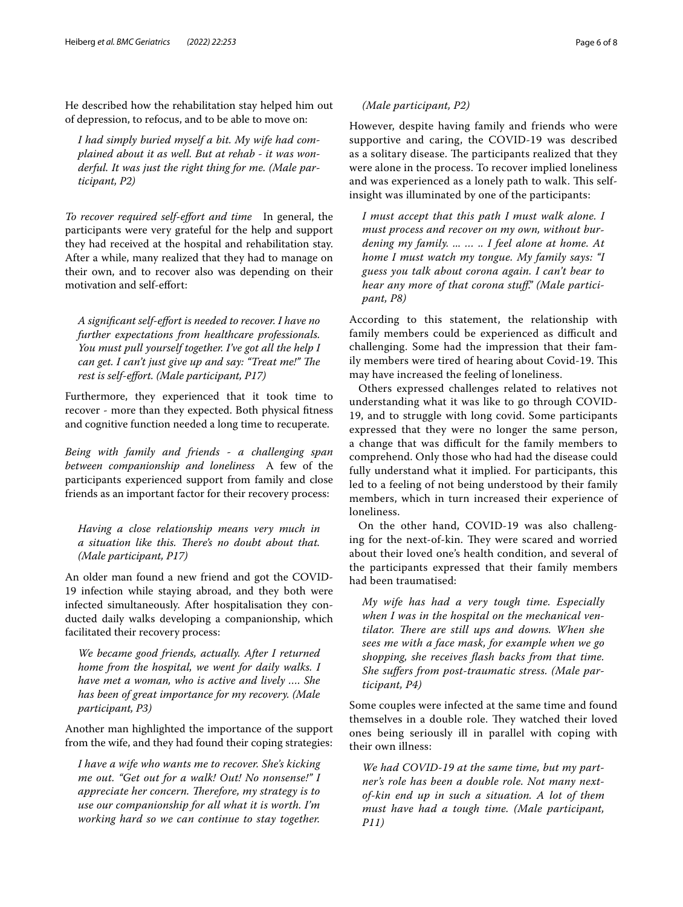He described how the rehabilitation stay helped him out of depression, to refocus, and to be able to move on:

> *I had simply buried myself a bit. My wife had complained about it as well. But at rehab - it was wonderful. It was just the right thing for me. (Male participant, P2)*

*To recover required self-effort and time* In general, the participants were very grateful for the help and support they had received at the hospital and rehabilitation stay. After a while, many realized that they had to manage on their own, and to recover also was depending on their motivation and self-effort:

> *A significant self-effort is needed to recover. I have no further expectations from healthcare professionals. You must pull yourself together. I've got all the help I can get. I can't just give up and say: "Treat me!" The rest is self-effort. (Male participant, P17)*

Furthermore, they experienced that it took time to recover - more than they expected. Both physical fitness and cognitive function needed a long time to recuperate.

*Being with family and friends - a challenging span between companionship and loneliness* A few of the participants experienced support from family and close friends as an important factor for their recovery process:

> *Having a close relationship means very much in a situation like this. There's no doubt about that. (Male participant, P17)*

An older man found a new friend and got the COVID-19 infection while staying abroad, and they both were infected simultaneously. After hospitalisation they conducted daily walks developing a companionship, which facilitated their recovery process:

> *We became good friends, actually. After I returned home from the hospital, we went for daily walks. I have met a woman, who is active and lively …. She has been of great importance for my recovery. (Male participant, P3)*

Another man highlighted the importance of the support from the wife, and they had found their coping strategies:

> *I have a wife who wants me to recover. She's kicking me out. "Get out for a walk! Out! No nonsense!" I appreciate her concern. Therefore, my strategy is to use our companionship for all what it is worth. I'm working hard so we can continue to stay together. (Male participant, P2)*

However, despite having family and friends who were supportive and caring, the COVID-19 was described as a solitary disease. The participants realized that they were alone in the process. To recover implied loneliness and was experienced as a lonely path to walk. This self-insight was illuminated by one of the participants:

> *I must accept that this path I must walk alone. I must process and recover on my own, without burdening my family. ... ... .. I feel alone at home. At home I must watch my tongue. My family says: "I guess you talk about corona again. I can't bear to hear any more of that corona stuff." (Male participant, P8)*

According to this statement, the relationship with family members could be experienced as difficult and challenging. Some had the impression that their family members were tired of hearing about Covid-19. This may have increased the feeling of loneliness.

Others expressed challenges related to relatives not understanding what it was like to go through COVID-19, and to struggle with long covid. Some participants expressed that they were no longer the same person, a change that was difficult for the family members to comprehend. Only those who had had the disease could fully understand what it implied. For participants, this led to a feeling of not being understood by their family members, which in turn increased their experience of loneliness.

On the other hand, COVID-19 was also challenging for the next-of-kin. They were scared and worried about their loved one's health condition, and several of the participants expressed that their family members had been traumatised:

> *My wife has had a very tough time. Especially when I was in the hospital on the mechanical ventilator. There are still ups and downs. When she sees me with a face mask, for example when we go shopping, she receives flash backs from that time. She suffers from post-traumatic stress. (Male participant, P4)*

Some couples were infected at the same time and found themselves in a double role. They watched their loved ones being seriously ill in parallel with coping with their own illness:

> *We had COVID-19 at the same time, but my partner's role has been a double role. Not many next-of-kin end up in such a situation. A lot of them must have had a tough time. (Male participant, P11)*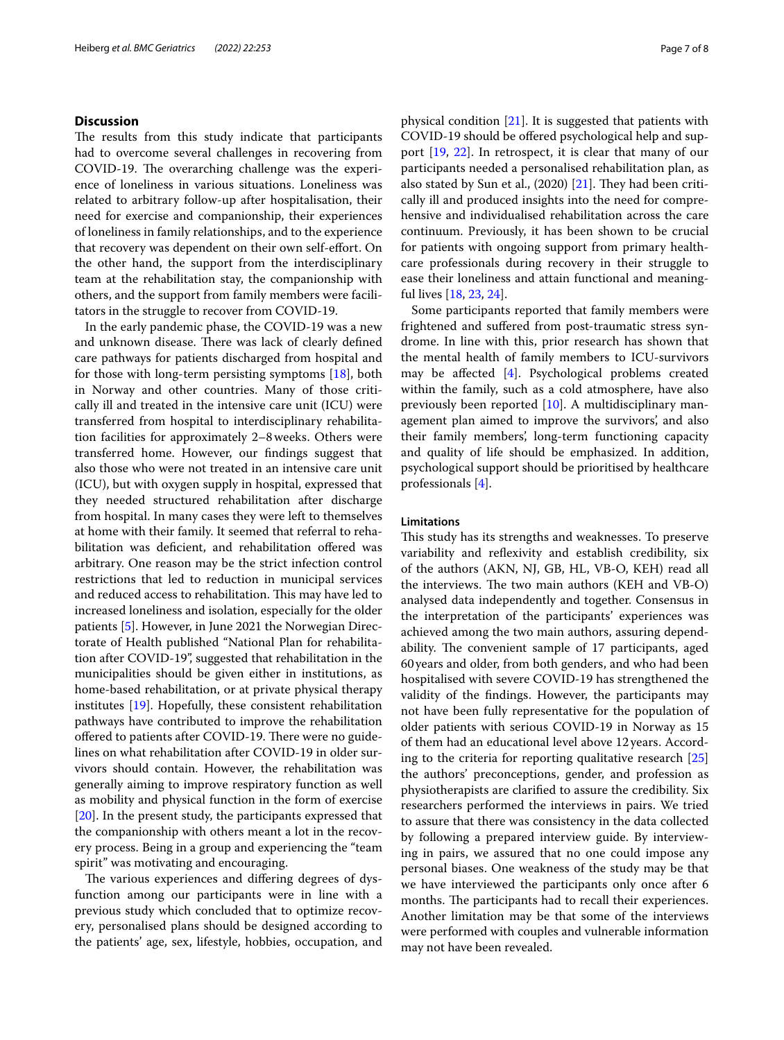## Discussion

The results from this study indicate that participants had to overcome several challenges in recovering from COVID-19. The overarching challenge was the experience of loneliness in various situations. Loneliness was related to arbitrary follow-up after hospitalisation, their need for exercise and companionship, their experiences of loneliness in family relationships, and to the experience that recovery was dependent on their own self-effort. On the other hand, the support from the interdisciplinary team at the rehabilitation stay, the companionship with others, and the support from family members were facilitators in the struggle to recover from COVID-19.

In the early pandemic phase, the COVID-19 was a new and unknown disease. There was lack of clearly defined care pathways for patients discharged from hospital and for those with long-term persisting symptoms [18], both in Norway and other countries. Many of those critically ill and treated in the intensive care unit (ICU) were transferred from hospital to interdisciplinary rehabilitation facilities for approximately 2–8 weeks. Others were transferred home. However, our findings suggest that also those who were not treated in an intensive care unit (ICU), but with oxygen supply in hospital, expressed that they needed structured rehabilitation after discharge from hospital. In many cases they were left to themselves at home with their family. It seemed that referral to rehabilitation was deficient, and rehabilitation offered was arbitrary. One reason may be the strict infection control restrictions that led to reduction in municipal services and reduced access to rehabilitation. This may have led to increased loneliness and isolation, especially for the older patients [5]. However, in June 2021 the Norwegian Directorate of Health published "National Plan for rehabilitation after COVID-19", suggested that rehabilitation in the municipalities should be given either in institutions, as home-based rehabilitation, or at private physical therapy institutes [19]. Hopefully, these consistent rehabilitation pathways have contributed to improve the rehabilitation offered to patients after COVID-19. There were no guidelines on what rehabilitation after COVID-19 in older survivors should contain. However, the rehabilitation was generally aiming to improve respiratory function as well as mobility and physical function in the form of exercise [20]. In the present study, the participants expressed that the companionship with others meant a lot in the recovery process. Being in a group and experiencing the "team spirit" was motivating and encouraging.

The various experiences and differing degrees of dysfunction among our participants were in line with a previous study which concluded that to optimize recovery, personalised plans should be designed according to the patients' age, sex, lifestyle, hobbies, occupation, and physical condition [21]. It is suggested that patients with COVID-19 should be offered psychological help and support [19, 22]. In retrospect, it is clear that many of our participants needed a personalised rehabilitation plan, as also stated by Sun et al., (2020) [21]. They had been critically ill and produced insights into the need for comprehensive and individualised rehabilitation across the care continuum. Previously, it has been shown to be crucial for patients with ongoing support from primary healthcare professionals during recovery in their struggle to ease their loneliness and attain functional and meaningful lives [18, 23, 24].

Some participants reported that family members were frightened and suffered from post-traumatic stress syndrome. In line with this, prior research has shown that the mental health of family members to ICU-survivors may be affected [4]. Psychological problems created within the family, such as a cold atmosphere, have also previously been reported [10]. A multidisciplinary management plan aimed to improve the survivors', and also their family members', long-term functioning capacity and quality of life should be emphasized. In addition, psychological support should be prioritised by healthcare professionals [4].

### Limitations

This study has its strengths and weaknesses. To preserve variability and reflexivity and establish credibility, six of the authors (AKN, NJ, GB, HL, VB-O, KEH) read all the interviews. The two main authors (KEH and VB-O) analysed data independently and together. Consensus in the interpretation of the participants' experiences was achieved among the two main authors, assuring dependability. The convenient sample of 17 participants, aged 60 years and older, from both genders, and who had been hospitalised with severe COVID-19 has strengthened the validity of the findings. However, the participants may not have been fully representative for the population of older patients with serious COVID-19 in Norway as 15 of them had an educational level above 12 years. According to the criteria for reporting qualitative research [25] the authors' preconceptions, gender, and profession as physiotherapists are clarified to assure the credibility. Six researchers performed the interviews in pairs. We tried to assure that there was consistency in the data collected by following a prepared interview guide. By interviewing in pairs, we assured that no one could impose any personal biases. One weakness of the study may be that we have interviewed the participants only once after 6 months. The participants had to recall their experiences. Another limitation may be that some of the interviews were performed with couples and vulnerable information may not have been revealed.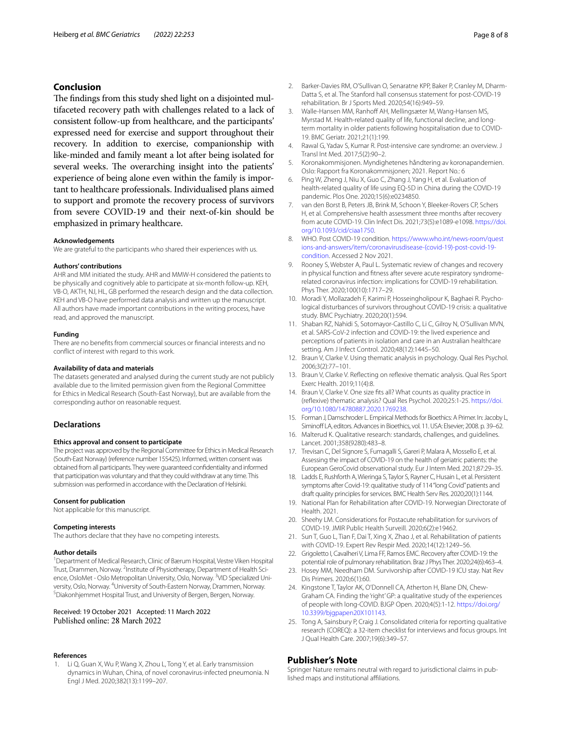## Conclusion

The findings from this study shed light on a disjointed multifaceted recovery path with challenges related to a lack of consistent follow-up from healthcare, and the participants' expressed need for exercise and support throughout their recovery. In addition to exercise, companionship with like-minded and family meant a lot after being isolated for several weeks. The overarching insight into the patients' experience of being alone even within the family is important to healthcare professionals. Individualised plans aimed to support and promote the recovery process of survivors from severe COVID-19 and their next-of-kin should be emphasized in primary healthcare.

#### Acknowledgements

We are grateful to the participants who shared their experiences with us.

#### Authors' contributions

AHR and MM initiated the study. AHR and MMW-H considered the patients to be physically and cognitively able to participate at six-month follow-up. KEH, VB-O, AKTH, NJ, HL, GB performed the research design and the data collection. KEH and VB-O have performed data analysis and written up the manuscript. All authors have made important contributions in the writing process, have read, and approved the manuscript.

#### Funding

There are no benefits from commercial sources or financial interests and no conflict of interest with regard to this work.

#### Availability of data and materials

The datasets generated and analysed during the current study are not publicly available due to the limited permission given from the Regional Committee for Ethics in Medical Research (South-East Norway), but are available from the corresponding author on reasonable request.

## Declarations

#### Ethics approval and consent to participate

The project was approved by the Regional Committee for Ethics in Medical Research (South-East Norway) (reference number 155425). Informed, written consent was obtained from all participants. They were guaranteed confidentiality and informed that participation was voluntary and that they could withdraw at any time. This submission was performed in accordance with the Declaration of Helsinki.

#### Consent for publication

Not applicable for this manuscript.

#### Competing interests

The authors declare that they have no competing interests.

#### Author details

[1]Department of Medical Research, Clinic of Bærum Hospital, Vestre Viken Hospital Trust, Drammen, Norway. [2]Institute of Physiotherapy, Department of Health Science, OsloMet - Oslo Metropolitan University, Oslo, Norway. [3]VID Specialized University, Oslo, Norway. [4]University of South-Eastern Norway, Drammen, Norway. [5]Diakonhjemmet Hospital Trust, and University of Bergen, Bergen, Norway.

Received: 19 October 2021 Accepted: 11 March 2022
Published online: 28 March 2022

#### References

1. Li Q, Guan X, Wu P, Wang X, Zhou L, Tong Y, et al. Early transmission dynamics in Wuhan, China, of novel coronavirus-infected pneumonia. N Engl J Med. 2020;382(13):1199–207.
2. Barker-Davies RM, O'Sullivan O, Senaratne KPP, Baker P, Cranley M, Dharm-Datta S, et al. The Stanford hall consensus statement for post-COVID-19 rehabilitation. Br J Sports Med. 2020;54(16):949–59.
3. Walle-Hansen MM, Ranhoff AH, Mellingsæter M, Wang-Hansen MS, Myrstad M. Health-related quality of life, functional decline, and long-term mortality in older patients following hospitalisation due to COVID-19. BMC Geriatr. 2021;21(1):199.
4. Rawal G, Yadav S, Kumar R. Post-intensive care syndrome: an overview. J Transl Int Med. 2017;5(2):90–2.
5. Koronakommisjonen. Myndighetenes håndtering av koronapandemien. Oslo: Rapport fra Koronakommisjonen; 2021. Report No.: 6
6. Ping W, Zheng J, Niu X, Guo C, Zhang J, Yang H, et al. Evaluation of health-related quality of life using EQ-5D in China during the COVID-19 pandemic. Plos One. 2020;15(6):e0234850.
7. van den Borst B, Peters JB, Brink M, Schoon Y, Bleeker-Rovers CP, Schers H, et al. Comprehensive health assessment three months after recovery from acute COVID-19. Clin Infect Dis. 2021;73(5):e1089-e1098. https://doi.org/10.1093/cid/ciaa1750.
8. WHO. Post COVID-19 condition. https://www.who.int/news-room/questions-and-answers/item/coronavirusdisease-(covid-19)-post-covid-19-condition. Accessed 2 Nov 2021.
9. Rooney S, Webster A, Paul L. Systematic review of changes and recovery in physical function and fitness after severe acute respiratory syndrome-related coronavirus infection: implications for COVID-19 rehabilitation. Phys Ther. 2020;100(10):1717–29.
10. Moradi Y, Mollazadeh F, Karimi P, Hosseingholipour K, Baghaei R. Psychological disturbances of survivors throughout COVID-19 crisis: a qualitative study. BMC Psychiatry. 2020;20(1):594.
11. Shaban RZ, Nahidi S, Sotomayor-Castillo C, Li C, Gilroy N, O'Sullivan MVN, et al. SARS-CoV-2 infection and COVID-19: the lived experience and perceptions of patients in isolation and care in an Australian healthcare setting. Am J Infect Control. 2020;48(12):1445–50.
12. Braun V, Clarke V. Using thematic analysis in psychology. Qual Res Psychol. 2006;3(2):77–101.
13. Braun V, Clarke V. Reflecting on reflexive thematic analysis. Qual Res Sport Exerc Health. 2019;11(4):8.
14. Braun V, Clarke V. One size fits all? What counts as quality practice in (reflexive) thematic analysis? Qual Res Psychol. 2020;25:1-25. https://doi.org/10.1080/14780887.2020.1769238.
15. Forman J, Damschroder L. Empirical Methods for Bioethics: A Primer. In: Jacoby L, Siminoff LA, editors. Advances in Bioethics, vol. 11. USA: Elsevier; 2008. p. 39–62.
16. Malterud K. Qualitative research: standards, challenges, and guidelines. Lancet. 2001;358(9280):483–8.
17. Trevisan C, Del Signore S, Fumagalli S, Gareri P, Malara A, Mossello E, et al. Assessing the impact of COVID-19 on the health of geriatric patients: the European GeroCovid observational study. Eur J Intern Med. 2021;87:29–35.
18. Ladds E, Rushforth A, Wieringa S, Taylor S, Rayner C, Husain L, et al. Persistent symptoms after Covid-19: qualitative study of 114 "long Covid" patients and draft quality principles for services. BMC Health Serv Res. 2020;20(1):1144.
19. National Plan for Rehabilitation after COVID-19. Norwegian Directorate of Health. 2021.
20. Sheehy LM. Considerations for Postacute rehabilitation for survivors of COVID-19. JMIR Public Health Surveill. 2020;6(2):e19462.
21. Sun T, Guo L, Tian F, Dai T, Xing X, Zhao J, et al. Rehabilitation of patients with COVID-19. Expert Rev Respir Med. 2020;14(12):1249–56.
22. Grigoletto I, Cavalheri V, Lima FF, Ramos EMC. Recovery after COVID-19: the potential role of pulmonary rehabilitation. Braz J Phys Ther. 2020;24(6):463–4.
23. Hosey MM, Needham DM. Survivorship after COVID-19 ICU stay. Nat Rev Dis Primers. 2020;6(1):60.
24. Kingstone T, Taylor AK, O'Donnell CA, Atherton H, Blane DN, Chew-Graham CA. Finding the 'right' GP: a qualitative study of the experiences of people with long-COVID. BJGP Open. 2020;4(5):1-12. https://doi.org/10.3399/bjgpopen20X101143.
25. Tong A, Sainsbury P, Craig J. Consolidated criteria for reporting qualitative research (COREQ): a 32-item checklist for interviews and focus groups. Int J Qual Health Care. 2007;19(6):349–57.

## Publisher's Note

Springer Nature remains neutral with regard to jurisdictional claims in published maps and institutional affiliations.